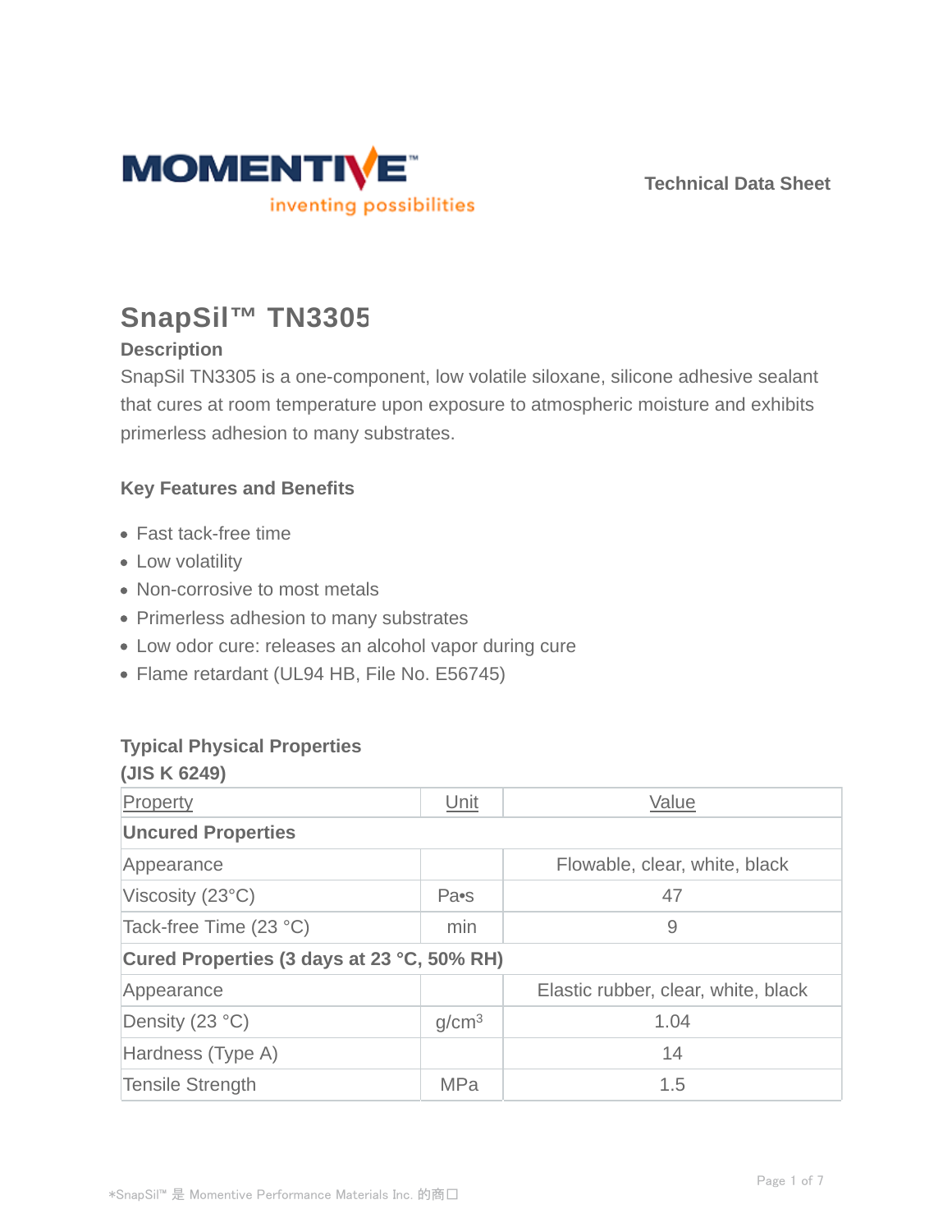MOMENTIVE

inventing possibilities

Technical Data Sheet

# SnapSil™ TN3305

## Description

SnapSil TN3305 is a one-component, low volatile siloxane, silicone adhesive sealant that cures at room temperature upon exposure to atmospheric moisture and exhibits primerless adhesion to many substrates.

## Key Features and Benefits

- Fast tack-free time
- Low volatility
- Non-corrosive to most metals
- Primerless adhesion to many substrates
- Low odor cure: releases an alcohol vapor during cure
- Flame retardant (UL94 HB, File No. E56745)

## Typical Physical Properties
### (JIS K 6249)

| Property | Unit | Value |
|---|---|---|
| **Uncured Properties** | | |
| Appearance | | Flowable, clear, white, black |
| Viscosity (23°C) | Pa•s | 47 |
| Tack-free Time (23 °C) | min | 9 |
| **Cured Properties (3 days at 23 °C, 50% RH)** | | |
| Appearance | | Elastic rubber, clear, white, black |
| Density (23 °C) | g/cm$^3$ | 1.04 |
| Hardness (Type A) | | 14 |
| Tensile Strength | MPa | 1.5 |

*SnapSil™ 是 Momentive Performance Materials Inc. 的商口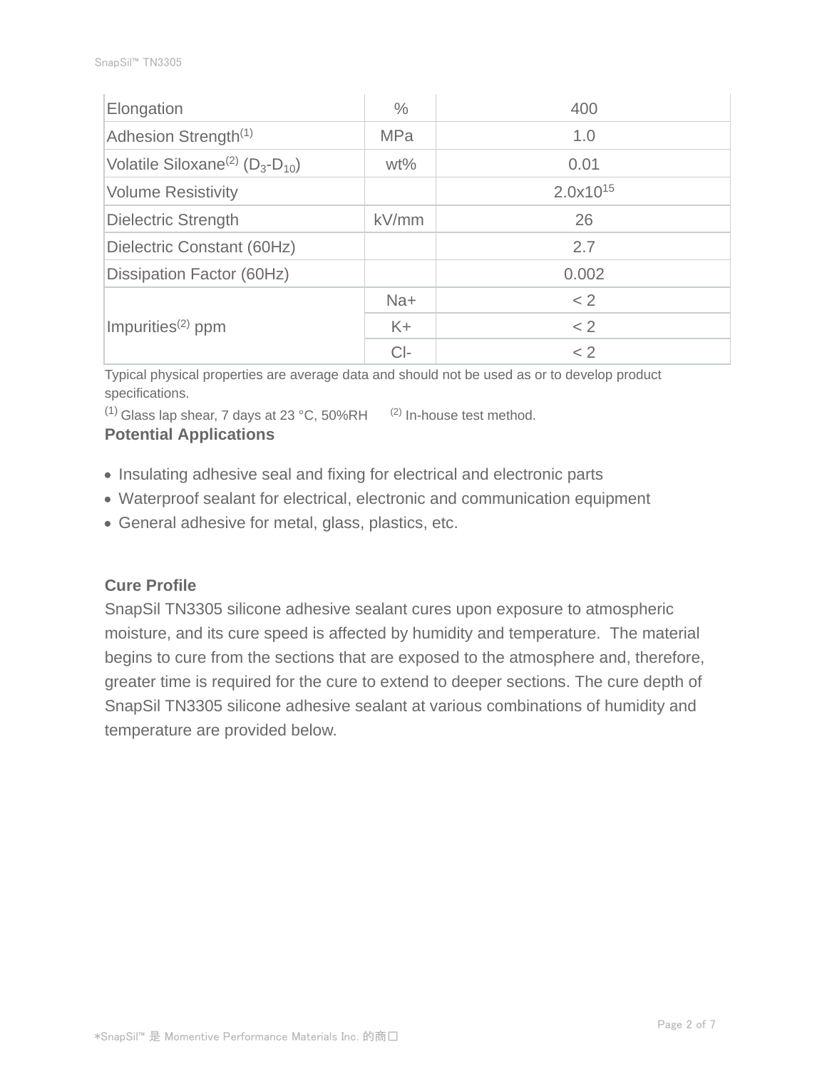| Elongation | % | 400 |
|---|---|---|
| Adhesion Strength[1] | MPa | 1.0 |
| Volatile Siloxane[2] ($D_3$-$D_{10}$) | wt% | 0.01 |
| Volume Resistivity | | $2.0 \times 10^{15}$ |
| Dielectric Strength | kV/mm | 26 |
| Dielectric Constant (60Hz) | | 2.7 |
| Dissipation Factor (60Hz) | | 0.002 |
| Impurities[2] ppm | $Na^+$ | < 2 |
| | $K^+$ | < 2 |
| | $Cl^-$ | < 2 |

Typical physical properties are average data and should not be used as or to develop product specifications.

[1] Glass lap shear, 7 days at 23 °C, 50%RH [2] In-house test method.

**Potential Applications**

- Insulating adhesive seal and fixing for electrical and electronic parts
- Waterproof sealant for electrical, electronic and communication equipment
- General adhesive for metal, glass, plastics, etc.

**Cure Profile**

SnapSil TN3305 silicone adhesive sealant cures upon exposure to atmospheric moisture, and its cure speed is affected by humidity and temperature. The material begins to cure from the sections that are exposed to the atmosphere and, therefore, greater time is required for the cure to extend to deeper sections. The cure depth of SnapSil TN3305 silicone adhesive sealant at various combinations of humidity and temperature are provided below.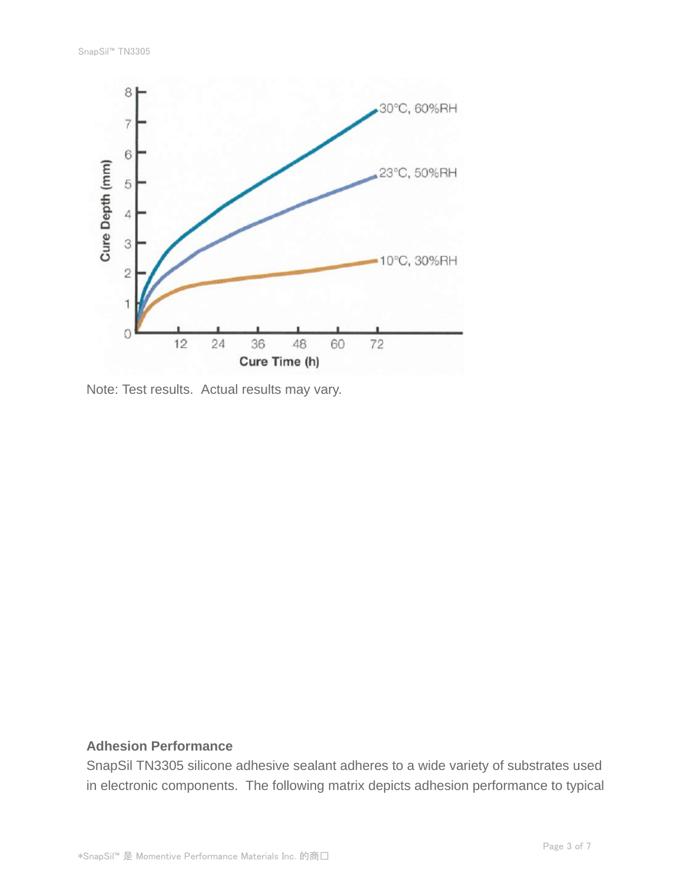Note: Test results. Actual results may vary.

**Adhesion Performance**

SnapSil TN3305 silicone adhesive sealant adheres to a wide variety of substrates used in electronic components. The following matrix depicts adhesion performance to typical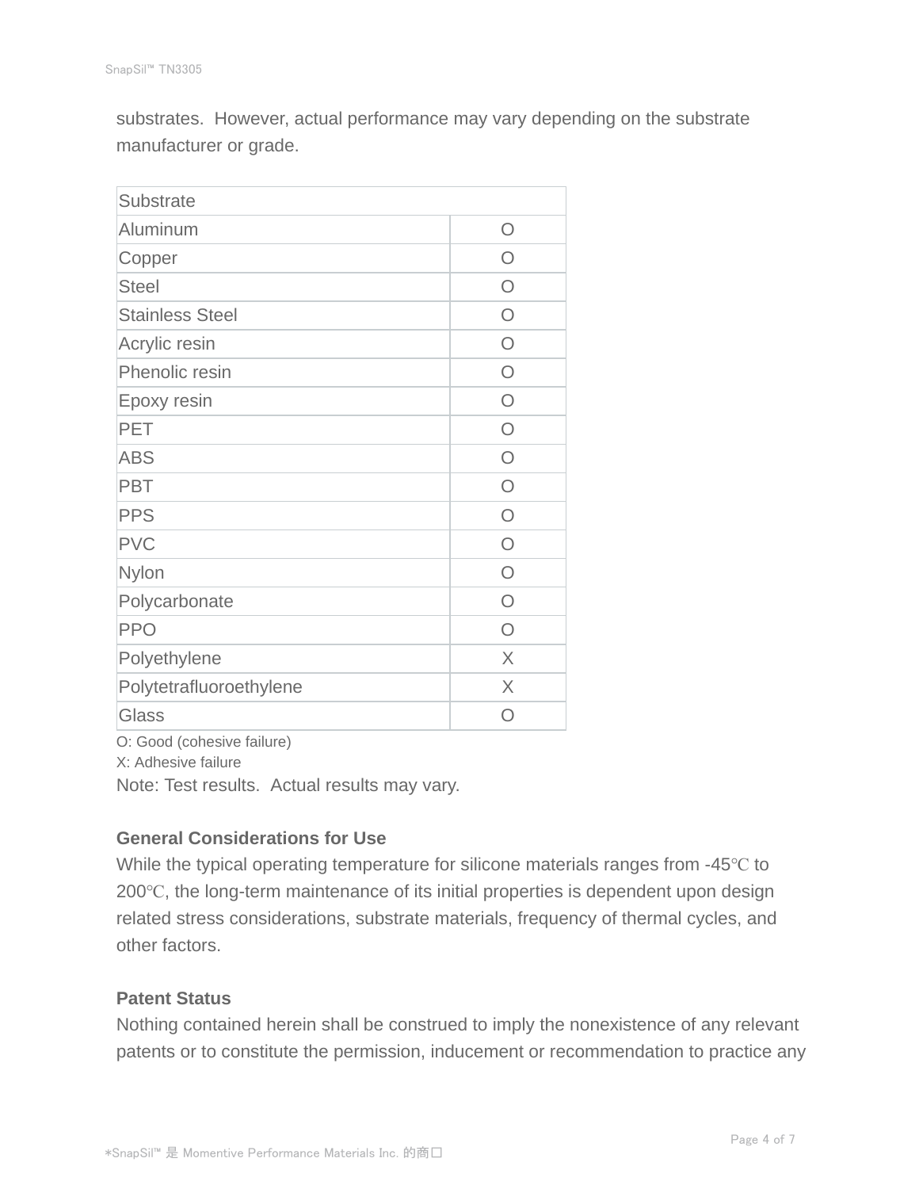substrates. However, actual performance may vary depending on the substrate manufacturer or grade.

| Substrate | |
|---|---|
| Aluminum | O |
| Copper | O |
| Steel | O |
| Stainless Steel | O |
| Acrylic resin | O |
| Phenolic resin | O |
| Epoxy resin | O |
| PET | O |
| ABS | O |
| PBT | O |
| PPS | O |
| PVC | O |
| Nylon | O |
| Polycarbonate | O |
| PPO | O |
| Polyethylene | X |
| Polytetrafluoroethylene | X |
| Glass | O |

O: Good (cohesive failure)
X: Adhesive failure
Note: Test results. Actual results may vary.

**General Considerations for Use**
While the typical operating temperature for silicone materials ranges from -45℃ to 200℃, the long-term maintenance of its initial properties is dependent upon design related stress considerations, substrate materials, frequency of thermal cycles, and other factors.

**Patent Status**
Nothing contained herein shall be construed to imply the nonexistence of any relevant patents or to constitute the permission, inducement or recommendation to practice any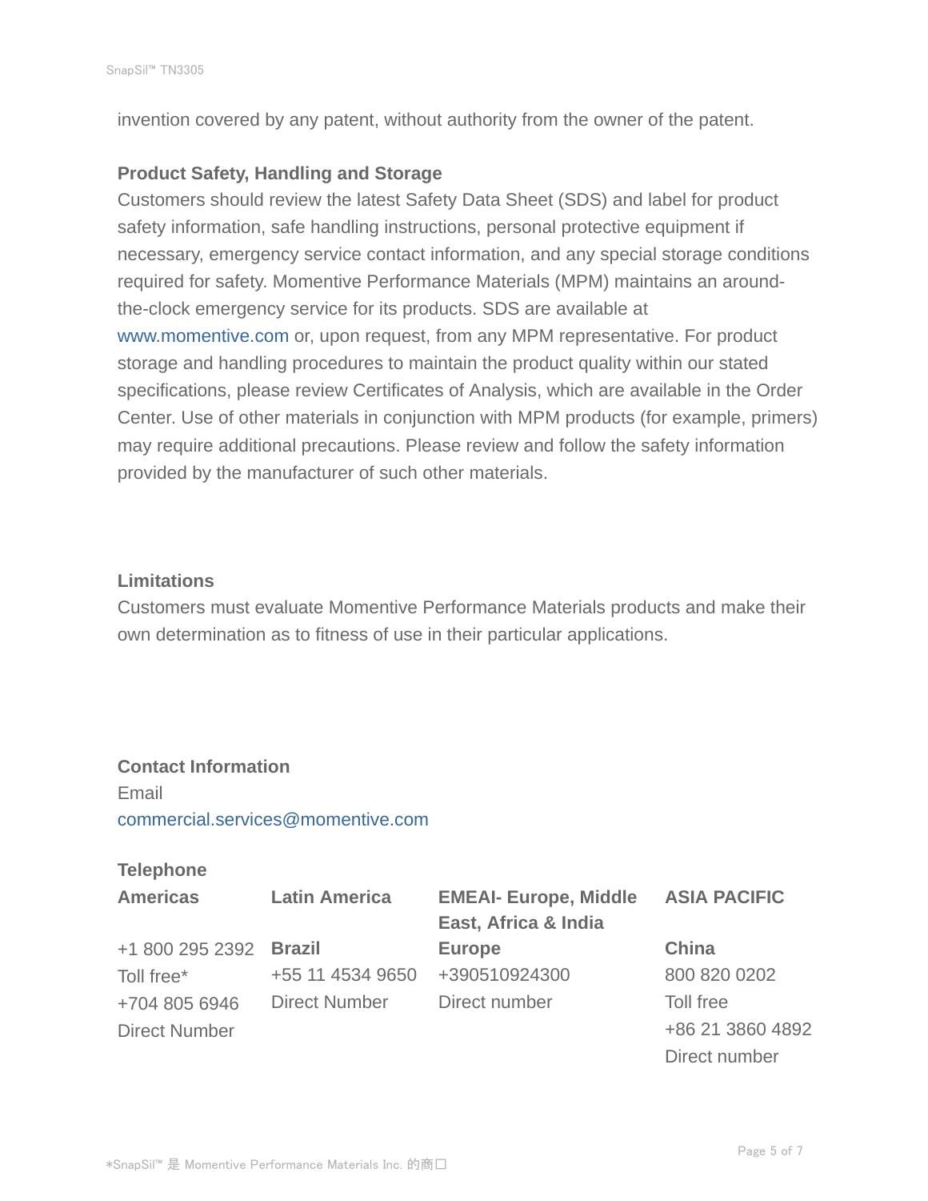invention covered by any patent, without authority from the owner of the patent.

**Product Safety, Handling and Storage**

Customers should review the latest Safety Data Sheet (SDS) and label for product safety information, safe handling instructions, personal protective equipment if necessary, emergency service contact information, and any special storage conditions required for safety. Momentive Performance Materials (MPM) maintains an around-the-clock emergency service for its products. SDS are available at www.momentive.com or, upon request, from any MPM representative. For product storage and handling procedures to maintain the product quality within our stated specifications, please review Certificates of Analysis, which are available in the Order Center. Use of other materials in conjunction with MPM products (for example, primers) may require additional precautions. Please review and follow the safety information provided by the manufacturer of such other materials.

**Limitations**

Customers must evaluate Momentive Performance Materials products and make their own determination as to fitness of use in their particular applications.

**Contact Information**

Email

commercial.services@momentive.com

**Telephone**

| Americas | Latin America | EMEAI- Europe, Middle East, Africa & India | ASIA PACIFIC |
|---|---|---|---|
| +1 800 295 2392 | **Brazil** | **Europe** | **China** |
| Toll free* | +55 11 4534 9650 | +390510924300 | 800 820 0202 |
| +704 805 6946 | Direct Number | Direct number | Toll free |
| Direct Number | | | +86 21 3860 4892 |
| | | | Direct number |

*SnapSil™ 是 Momentive Performance Materials Inc. 的商口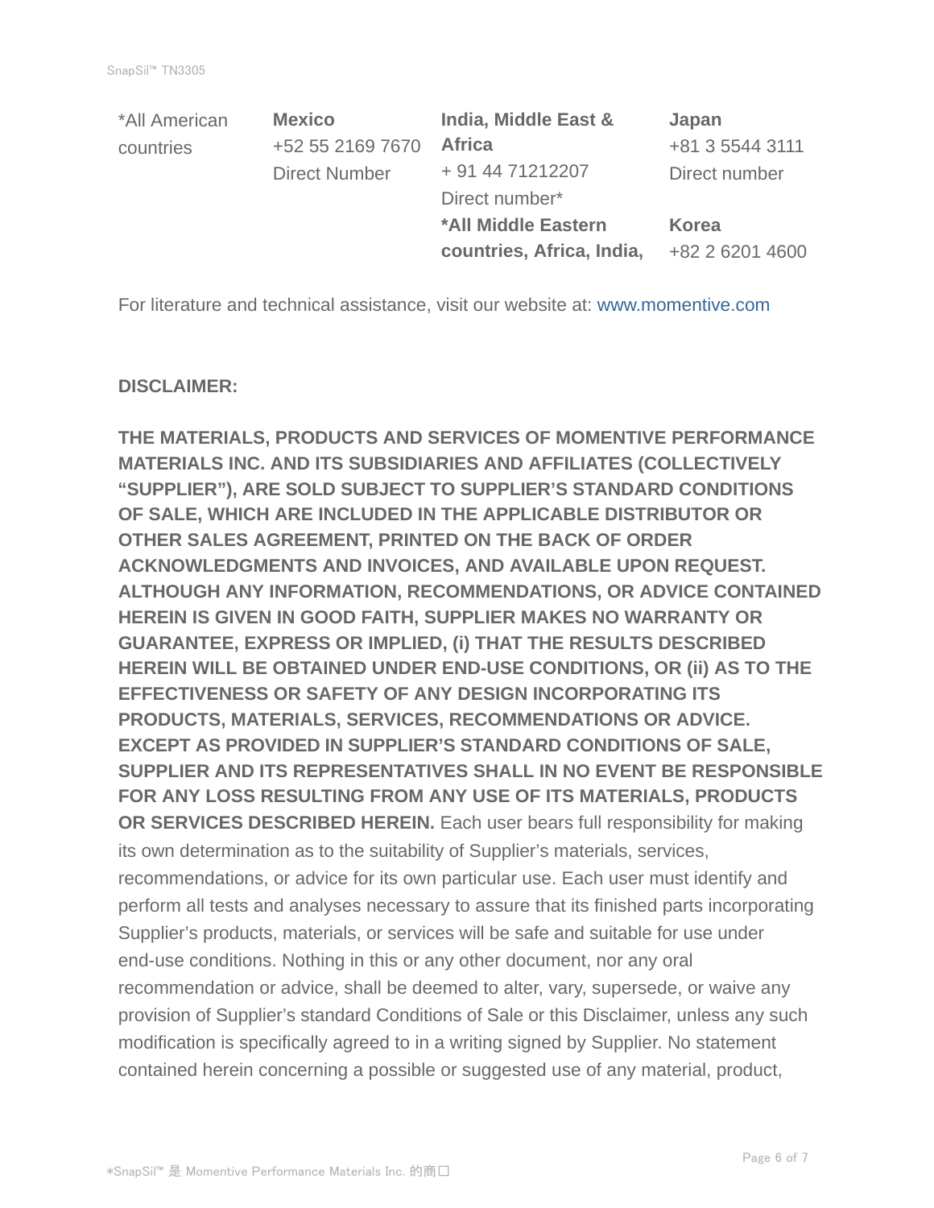| *All American countries | **Mexico**<br>+52 55 2169 7670<br>Direct Number | **India, Middle East & Africa**<br>+ 91 44 71212207<br>Direct number*<br>***All Middle Eastern countries, Africa, India,** | **Japan**<br>+81 3 5544 3111<br>Direct number<br>**Korea**<br>+82 2 6201 4600 |
|---|---|---|---|

For literature and technical assistance, visit our website at: www.momentive.com

**DISCLAIMER:**

**THE MATERIALS, PRODUCTS AND SERVICES OF MOMENTIVE PERFORMANCE MATERIALS INC. AND ITS SUBSIDIARIES AND AFFILIATES (COLLECTIVELY "SUPPLIER"), ARE SOLD SUBJECT TO SUPPLIER'S STANDARD CONDITIONS OF SALE, WHICH ARE INCLUDED IN THE APPLICABLE DISTRIBUTOR OR OTHER SALES AGREEMENT, PRINTED ON THE BACK OF ORDER ACKNOWLEDGMENTS AND INVOICES, AND AVAILABLE UPON REQUEST. ALTHOUGH ANY INFORMATION, RECOMMENDATIONS, OR ADVICE CONTAINED HEREIN IS GIVEN IN GOOD FAITH, SUPPLIER MAKES NO WARRANTY OR GUARANTEE, EXPRESS OR IMPLIED, (i) THAT THE RESULTS DESCRIBED HEREIN WILL BE OBTAINED UNDER END-USE CONDITIONS, OR (ii) AS TO THE EFFECTIVENESS OR SAFETY OF ANY DESIGN INCORPORATING ITS PRODUCTS, MATERIALS, SERVICES, RECOMMENDATIONS OR ADVICE. EXCEPT AS PROVIDED IN SUPPLIER'S STANDARD CONDITIONS OF SALE, SUPPLIER AND ITS REPRESENTATIVES SHALL IN NO EVENT BE RESPONSIBLE FOR ANY LOSS RESULTING FROM ANY USE OF ITS MATERIALS, PRODUCTS OR SERVICES DESCRIBED HEREIN.** Each user bears full responsibility for making its own determination as to the suitability of Supplier's materials, services, recommendations, or advice for its own particular use. Each user must identify and perform all tests and analyses necessary to assure that its finished parts incorporating Supplier's products, materials, or services will be safe and suitable for use under end-use conditions. Nothing in this or any other document, nor any oral recommendation or advice, shall be deemed to alter, vary, supersede, or waive any provision of Supplier's standard Conditions of Sale or this Disclaimer, unless any such modification is specifically agreed to in a writing signed by Supplier. No statement contained herein concerning a possible or suggested use of any material, product,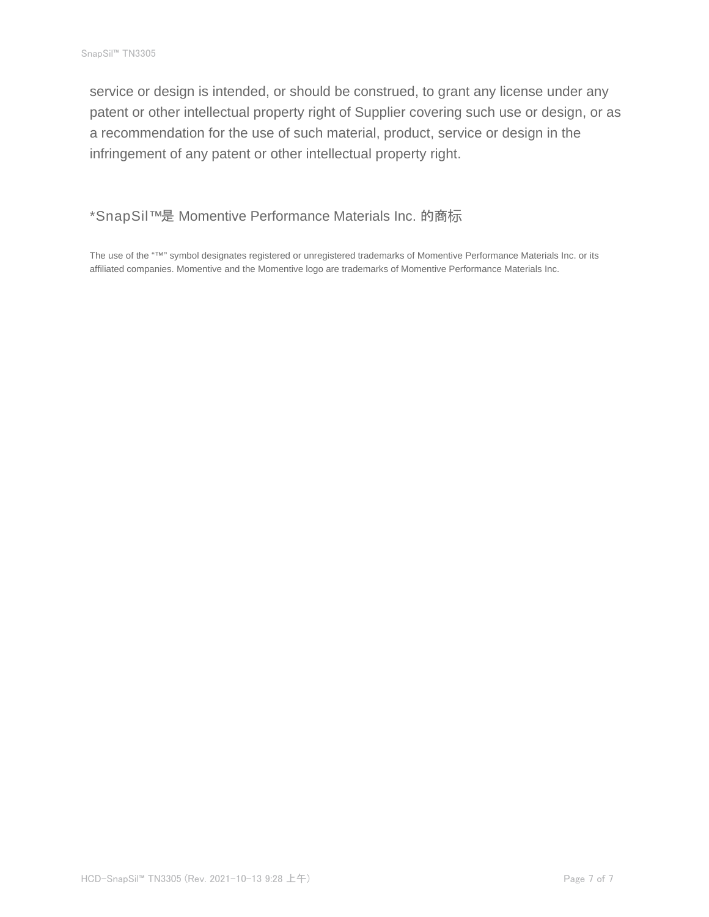service or design is intended, or should be construed, to grant any license under any patent or other intellectual property right of Supplier covering such use or design, or as a recommendation for the use of such material, product, service or design in the infringement of any patent or other intellectual property right.

*SnapSil™是 Momentive Performance Materials Inc. 的商标

The use of the "™" symbol designates registered or unregistered trademarks of Momentive Performance Materials Inc. or its affiliated companies. Momentive and the Momentive logo are trademarks of Momentive Performance Materials Inc.